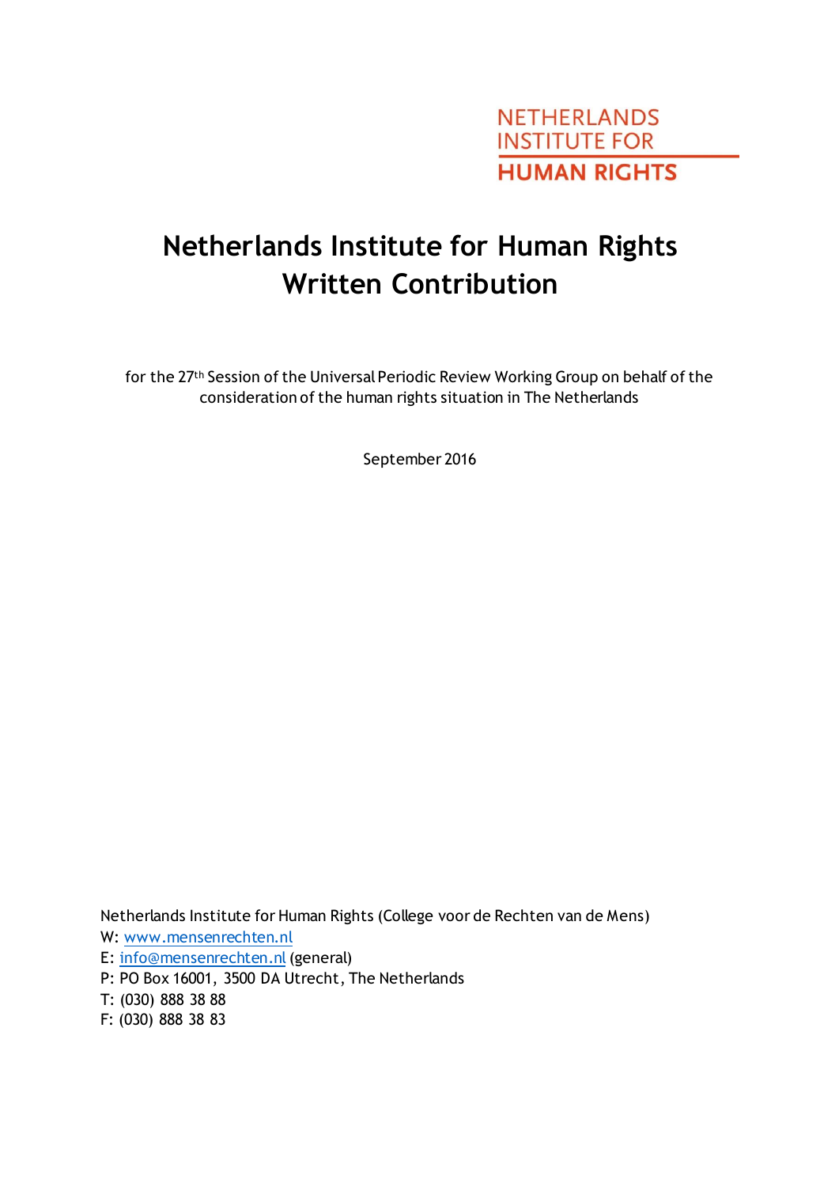NETHERLANDS INSTITUTE FOR HUMAN RIGHTS

# Netherlands Institute for Human Rights Written Contribution

for the 27th Session of the Universal Periodic Review Working Group on behalf of the consideration of the human rights situation in The Netherlands

September 2016

Netherlands Institute for Human Rights (College voor de Rechten van de Mens)
W: www.mensenrechten.nl
E: info@mensenrechten.nl (general)
P: PO Box 16001, 3500 DA Utrecht, The Netherlands
T: (030) 888 38 88
F: (030) 888 38 83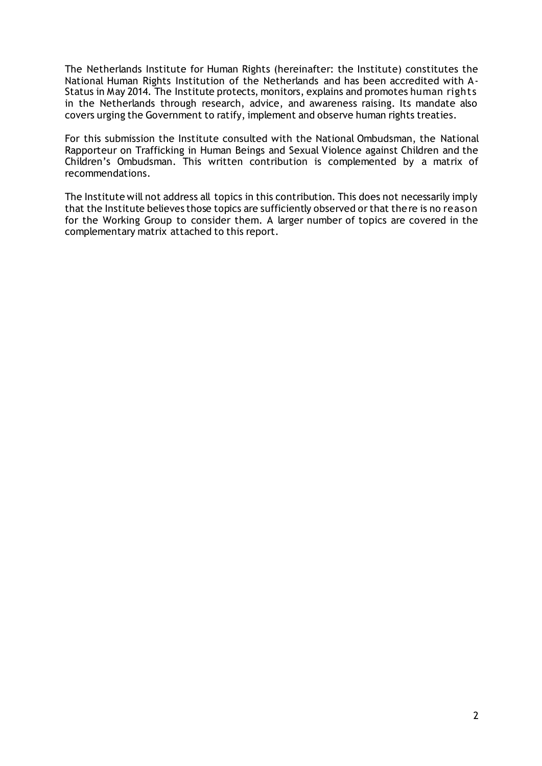The Netherlands Institute for Human Rights (hereinafter: the Institute) constitutes the National Human Rights Institution of the Netherlands and has been accredited with A-Status in May 2014. The Institute protects, monitors, explains and promotes human rights in the Netherlands through research, advice, and awareness raising. Its mandate also covers urging the Government to ratify, implement and observe human rights treaties.

For this submission the Institute consulted with the National Ombudsman, the National Rapporteur on Trafficking in Human Beings and Sexual Violence against Children and the Children's Ombudsman. This written contribution is complemented by a matrix of recommendations.

The Institute will not address all topics in this contribution. This does not necessarily imply that the Institute believes those topics are sufficiently observed or that there is no reason for the Working Group to consider them. A larger number of topics are covered in the complementary matrix attached to this report.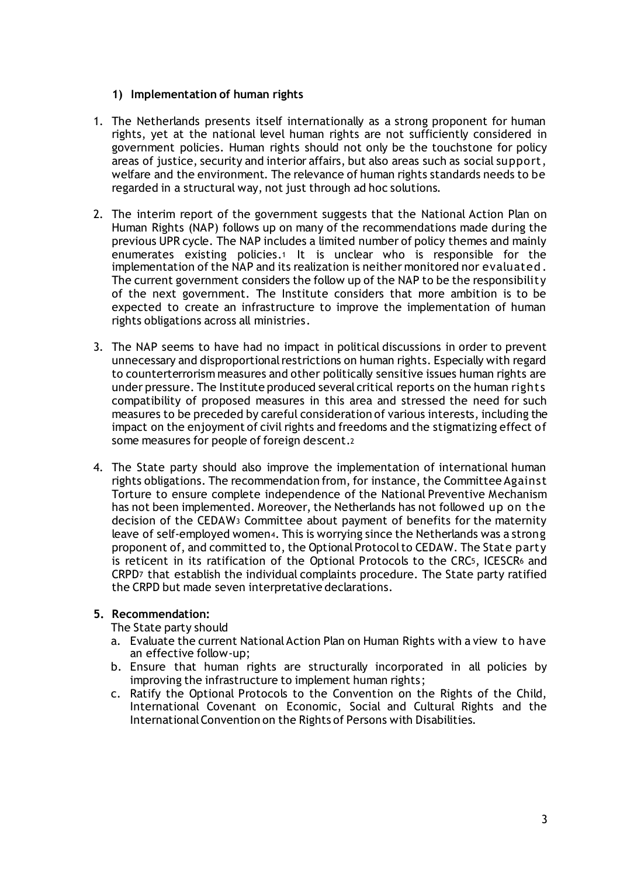### 1) Implementation of human rights

1. The Netherlands presents itself internationally as a strong proponent for human rights, yet at the national level human rights are not sufficiently considered in government policies. Human rights should not only be the touchstone for policy areas of justice, security and interior affairs, but also areas such as social support, welfare and the environment. The relevance of human rights standards needs to be regarded in a structural way, not just through ad hoc solutions.

2. The interim report of the government suggests that the National Action Plan on Human Rights (NAP) follows up on many of the recommendations made during the previous UPR cycle. The NAP includes a limited number of policy themes and mainly enumerates existing policies.[1] It is unclear who is responsible for the implementation of the NAP and its realization is neither monitored nor evaluated. The current government considers the follow up of the NAP to be the responsibility of the next government. The Institute considers that more ambition is to be expected to create an infrastructure to improve the implementation of human rights obligations across all ministries.

3. The NAP seems to have had no impact in political discussions in order to prevent unnecessary and disproportional restrictions on human rights. Especially with regard to counterterrorism measures and other politically sensitive issues human rights are under pressure. The Institute produced several critical reports on the human rights compatibility of proposed measures in this area and stressed the need for such measures to be preceded by careful consideration of various interests, including the impact on the enjoyment of civil rights and freedoms and the stigmatizing effect of some measures for people of foreign descent.[2]

4. The State party should also improve the implementation of international human rights obligations. The recommendation from, for instance, the Committee Against Torture to ensure complete independence of the National Preventive Mechanism has not been implemented. Moreover, the Netherlands has not followed up on the decision of the CEDAW[3] Committee about payment of benefits for the maternity leave of self-employed women[4]. This is worrying since the Netherlands was a strong proponent of, and committed to, the Optional Protocol to CEDAW. The State party is reticent in its ratification of the Optional Protocols to the CRC[5], ICESCR[6] and CRPD[7] that establish the individual complaints procedure. The State party ratified the CRPD but made seven interpretative declarations.

5. **Recommendation:**

   The State party should

   a. Evaluate the current National Action Plan on Human Rights with a view to have an effective follow-up;
   b. Ensure that human rights are structurally incorporated in all policies by improving the infrastructure to implement human rights;
   c. Ratify the Optional Protocols to the Convention on the Rights of the Child, International Covenant on Economic, Social and Cultural Rights and the International Convention on the Rights of Persons with Disabilities.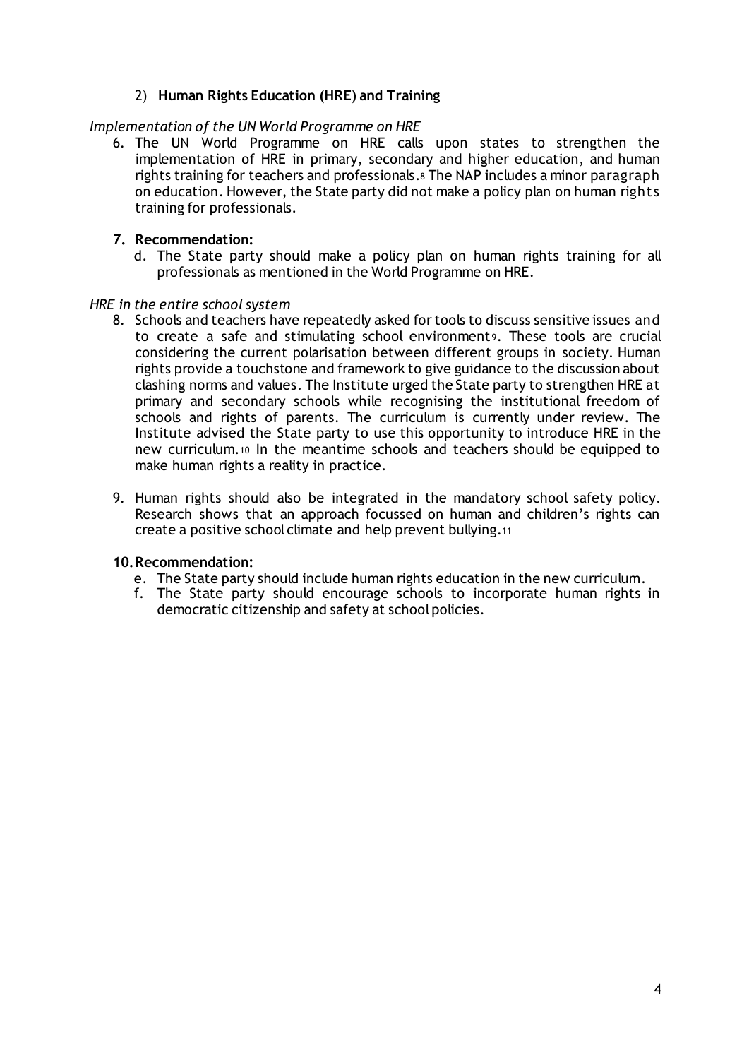## 2) Human Rights Education (HRE) and Training

*Implementation of the UN World Programme on HRE*

6. The UN World Programme on HRE calls upon states to strengthen the implementation of HRE in primary, secondary and higher education, and human rights training for teachers and professionals.[8] The NAP includes a minor paragraph on education. However, the State party did not make a policy plan on human rights training for professionals.

**7. Recommendation:**

d. The State party should make a policy plan on human rights training for all professionals as mentioned in the World Programme on HRE.

*HRE in the entire school system*

8. Schools and teachers have repeatedly asked for tools to discuss sensitive issues and to create a safe and stimulating school environment[9]. These tools are crucial considering the current polarisation between different groups in society. Human rights provide a touchstone and framework to give guidance to the discussion about clashing norms and values. The Institute urged the State party to strengthen HRE at primary and secondary schools while recognising the institutional freedom of schools and rights of parents. The curriculum is currently under review. The Institute advised the State party to use this opportunity to introduce HRE in the new curriculum.[10] In the meantime schools and teachers should be equipped to make human rights a reality in practice.

9. Human rights should also be integrated in the mandatory school safety policy. Research shows that an approach focussed on human and children's rights can create a positive school climate and help prevent bullying.[11]

**10. Recommendation:**

e. The State party should include human rights education in the new curriculum.

f. The State party should encourage schools to incorporate human rights in democratic citizenship and safety at school policies.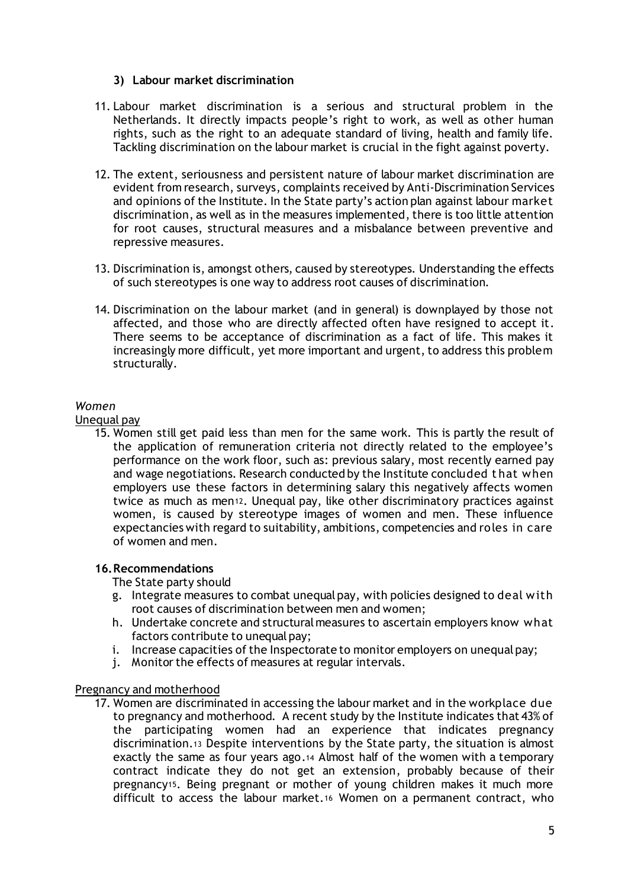### 3) Labour market discrimination

11. Labour market discrimination is a serious and structural problem in the Netherlands. It directly impacts people's right to work, as well as other human rights, such as the right to an adequate standard of living, health and family life. Tackling discrimination on the labour market is crucial in the fight against poverty.

12. The extent, seriousness and persistent nature of labour market discrimination are evident from research, surveys, complaints received by Anti-Discrimination Services and opinions of the Institute. In the State party's action plan against labour market discrimination, as well as in the measures implemented, there is too little attention for root causes, structural measures and a misbalance between preventive and repressive measures.

13. Discrimination is, amongst others, caused by stereotypes. Understanding the effects of such stereotypes is one way to address root causes of discrimination.

14. Discrimination on the labour market (and in general) is downplayed by those not affected, and those who are directly affected often have resigned to accept it. There seems to be acceptance of discrimination as a fact of life. This makes it increasingly more difficult, yet more important and urgent, to address this problem structurally.

*Women*

Unequal pay

15. Women still get paid less than men for the same work. This is partly the result of the application of remuneration criteria not directly related to the employee's performance on the work floor, such as: previous salary, most recently earned pay and wage negotiations. Research conducted by the Institute concluded that when employers use these factors in determining salary this negatively affects women twice as much as men[12]. Unequal pay, like other discriminatory practices against women, is caused by stereotype images of women and men. These influence expectancies with regard to suitability, ambitions, competencies and roles in care of women and men.

16. **Recommendations**

    The State party should

    g. Integrate measures to combat unequal pay, with policies designed to deal with root causes of discrimination between men and women;
    h. Undertake concrete and structural measures to ascertain employers know what factors contribute to unequal pay;
    i. Increase capacities of the Inspectorate to monitor employers on unequal pay;
    j. Monitor the effects of measures at regular intervals.

Pregnancy and motherhood

17. Women are discriminated in accessing the labour market and in the workplace due to pregnancy and motherhood. A recent study by the Institute indicates that 43% of the participating women had an experience that indicates pregnancy discrimination.[13] Despite interventions by the State party, the situation is almost exactly the same as four years ago.[14] Almost half of the women with a temporary contract indicate they do not get an extension, probably because of their pregnancy[15]. Being pregnant or mother of young children makes it much more difficult to access the labour market.[16] Women on a permanent contract, who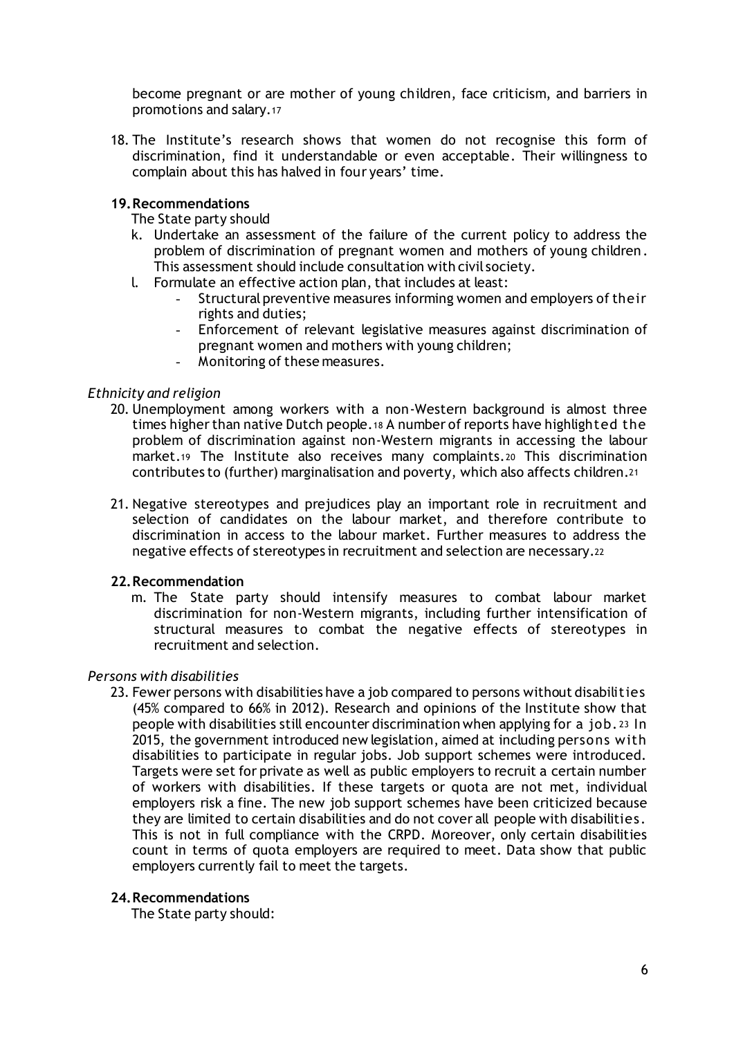become pregnant or are mother of young children, face criticism, and barriers in promotions and salary.[17]

18. The Institute's research shows that women do not recognise this form of discrimination, find it understandable or even acceptable. Their willingness to complain about this has halved in four years' time.

**19. Recommendations**

The State party should

k. Undertake an assessment of the failure of the current policy to address the problem of discrimination of pregnant women and mothers of young children. This assessment should include consultation with civil society.
l. Formulate an effective action plan, that includes at least:
   - Structural preventive measures informing women and employers of their rights and duties;
   - Enforcement of relevant legislative measures against discrimination of pregnant women and mothers with young children;
   - Monitoring of these measures.

*Ethnicity and religion*

20. Unemployment among workers with a non-Western background is almost three times higher than native Dutch people.[18] A number of reports have highlighted the problem of discrimination against non-Western migrants in accessing the labour market.[19] The Institute also receives many complaints.[20] This discrimination contributes to (further) marginalisation and poverty, which also affects children.[21]

21. Negative stereotypes and prejudices play an important role in recruitment and selection of candidates on the labour market, and therefore contribute to discrimination in access to the labour market. Further measures to address the negative effects of stereotypes in recruitment and selection are necessary.[22]

**22. Recommendation**

m. The State party should intensify measures to combat labour market discrimination for non-Western migrants, including further intensification of structural measures to combat the negative effects of stereotypes in recruitment and selection.

*Persons with disabilities*

23. Fewer persons with disabilities have a job compared to persons without disabilities (45% compared to 66% in 2012). Research and opinions of the Institute show that people with disabilities still encounter discrimination when applying for a job.[23] In 2015, the government introduced new legislation, aimed at including persons with disabilities to participate in regular jobs. Job support schemes were introduced. Targets were set for private as well as public employers to recruit a certain number of workers with disabilities. If these targets or quota are not met, individual employers risk a fine. The new job support schemes have been criticized because they are limited to certain disabilities and do not cover all people with disabilities. This is not in full compliance with the CRPD. Moreover, only certain disabilities count in terms of quota employers are required to meet. Data show that public employers currently fail to meet the targets.

**24. Recommendations**

The State party should: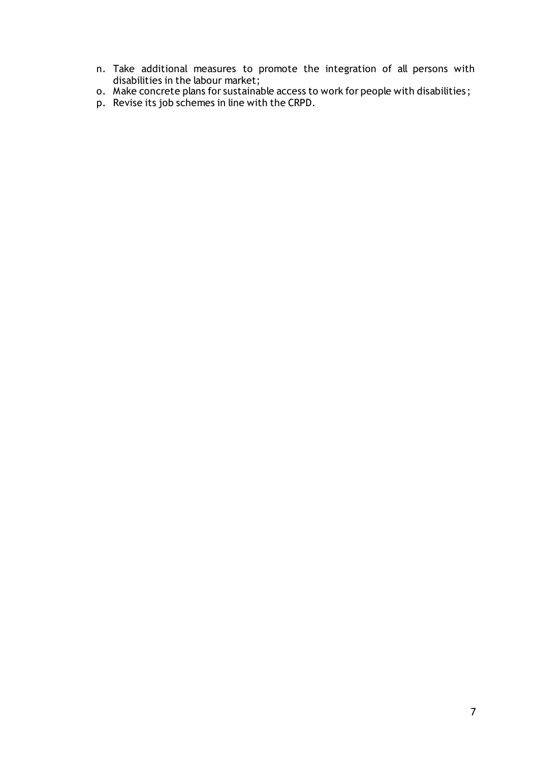n. Take additional measures to promote the integration of all persons with disabilities in the labour market;
o. Make concrete plans for sustainable access to work for people with disabilities;
p. Revise its job schemes in line with the CRPD.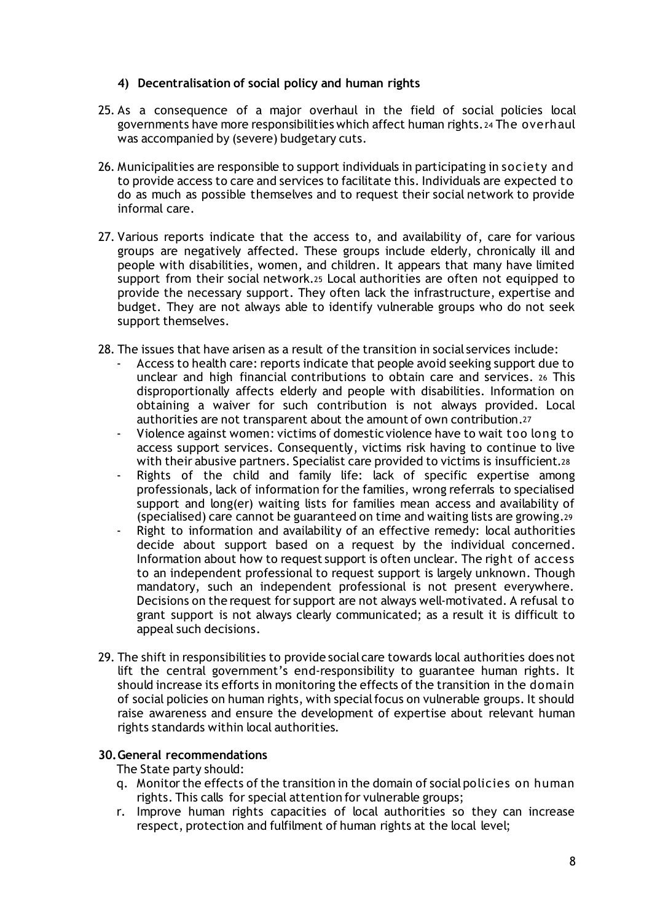### 4) Decentralisation of social policy and human rights

25. As a consequence of a major overhaul in the field of social policies local governments have more responsibilities which affect human rights.[24] The overhaul was accompanied by (severe) budgetary cuts.

26. Municipalities are responsible to support individuals in participating in society and to provide access to care and services to facilitate this. Individuals are expected to do as much as possible themselves and to request their social network to provide informal care.

27. Various reports indicate that the access to, and availability of, care for various groups are negatively affected. These groups include elderly, chronically ill and people with disabilities, women, and children. It appears that many have limited support from their social network.[25] Local authorities are often not equipped to provide the necessary support. They often lack the infrastructure, expertise and budget. They are not always able to identify vulnerable groups who do not seek support themselves.

28. The issues that have arisen as a result of the transition in social services include:
    - Access to health care: reports indicate that people avoid seeking support due to unclear and high financial contributions to obtain care and services.[26] This disproportionally affects elderly and people with disabilities. Information on obtaining a waiver for such contribution is not always provided. Local authorities are not transparent about the amount of own contribution.[27]
    - Violence against women: victims of domestic violence have to wait too long to access support services. Consequently, victims risk having to continue to live with their abusive partners. Specialist care provided to victims is insufficient.[28]
    - Rights of the child and family life: lack of specific expertise among professionals, lack of information for the families, wrong referrals to specialised support and long(er) waiting lists for families mean access and availability of (specialised) care cannot be guaranteed on time and waiting lists are growing.[29]
    - Right to information and availability of an effective remedy: local authorities decide about support based on a request by the individual concerned. Information about how to request support is often unclear. The right of access to an independent professional to request support is largely unknown. Though mandatory, such an independent professional is not present everywhere. Decisions on the request for support are not always well-motivated. A refusal to grant support is not always clearly communicated; as a result it is difficult to appeal such decisions.

29. The shift in responsibilities to provide social care towards local authorities does not lift the central government's end-responsibility to guarantee human rights. It should increase its efforts in monitoring the effects of the transition in the domain of social policies on human rights, with special focus on vulnerable groups. It should raise awareness and ensure the development of expertise about relevant human rights standards within local authorities.

### 30. General recommendations

The State party should:

q. Monitor the effects of the transition in the domain of social policies on human rights. This calls for special attention for vulnerable groups;

r. Improve human rights capacities of local authorities so they can increase respect, protection and fulfilment of human rights at the local level;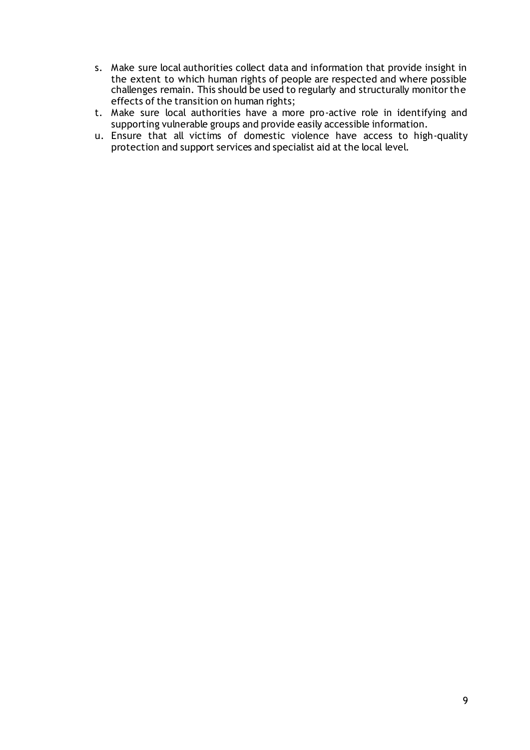s. Make sure local authorities collect data and information that provide insight in the extent to which human rights of people are respected and where possible challenges remain. This should be used to regularly and structurally monitor the effects of the transition on human rights;
t. Make sure local authorities have a more pro-active role in identifying and supporting vulnerable groups and provide easily accessible information.
u. Ensure that all victims of domestic violence have access to high-quality protection and support services and specialist aid at the local level.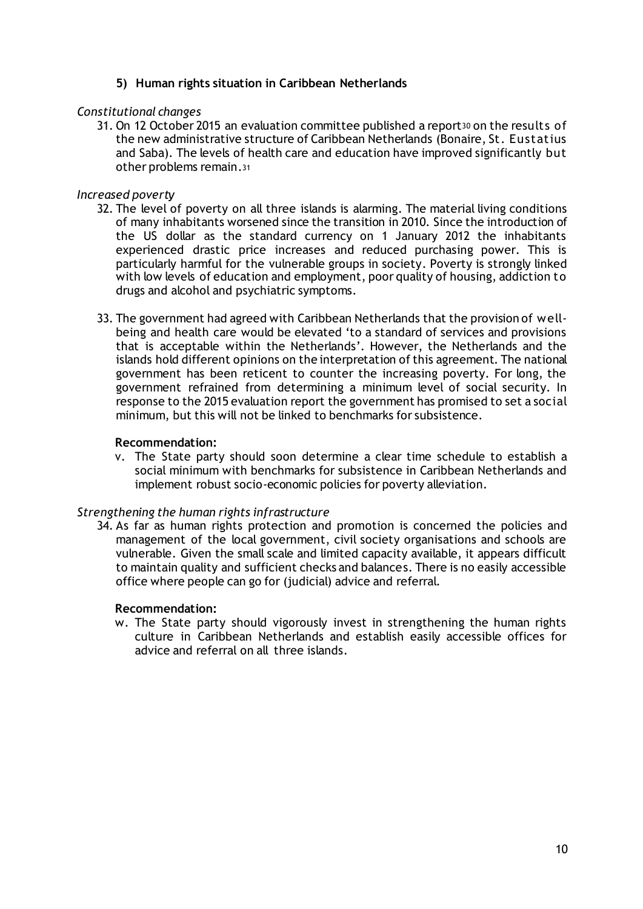### 5) Human rights situation in Caribbean Netherlands

*Constitutional changes*

31. On 12 October 2015 an evaluation committee published a report[30] on the results of the new administrative structure of Caribbean Netherlands (Bonaire, St. Eustatius and Saba). The levels of health care and education have improved significantly but other problems remain.[31]

*Increased poverty*

32. The level of poverty on all three islands is alarming. The material living conditions of many inhabitants worsened since the transition in 2010. Since the introduction of the US dollar as the standard currency on 1 January 2012 the inhabitants experienced drastic price increases and reduced purchasing power. This is particularly harmful for the vulnerable groups in society. Poverty is strongly linked with low levels of education and employment, poor quality of housing, addiction to drugs and alcohol and psychiatric symptoms.

33. The government had agreed with Caribbean Netherlands that the provision of well-being and health care would be elevated 'to a standard of services and provisions that is acceptable within the Netherlands'. However, the Netherlands and the islands hold different opinions on the interpretation of this agreement. The national government has been reticent to counter the increasing poverty. For long, the government refrained from determining a minimum level of social security. In response to the 2015 evaluation report the government has promised to set a social minimum, but this will not be linked to benchmarks for subsistence.

**Recommendation:**

v. The State party should soon determine a clear time schedule to establish a social minimum with benchmarks for subsistence in Caribbean Netherlands and implement robust socio-economic policies for poverty alleviation.

*Strengthening the human rights infrastructure*

34. As far as human rights protection and promotion is concerned the policies and management of the local government, civil society organisations and schools are vulnerable. Given the small scale and limited capacity available, it appears difficult to maintain quality and sufficient checks and balances. There is no easily accessible office where people can go for (judicial) advice and referral.

**Recommendation:**

w. The State party should vigorously invest in strengthening the human rights culture in Caribbean Netherlands and establish easily accessible offices for advice and referral on all three islands.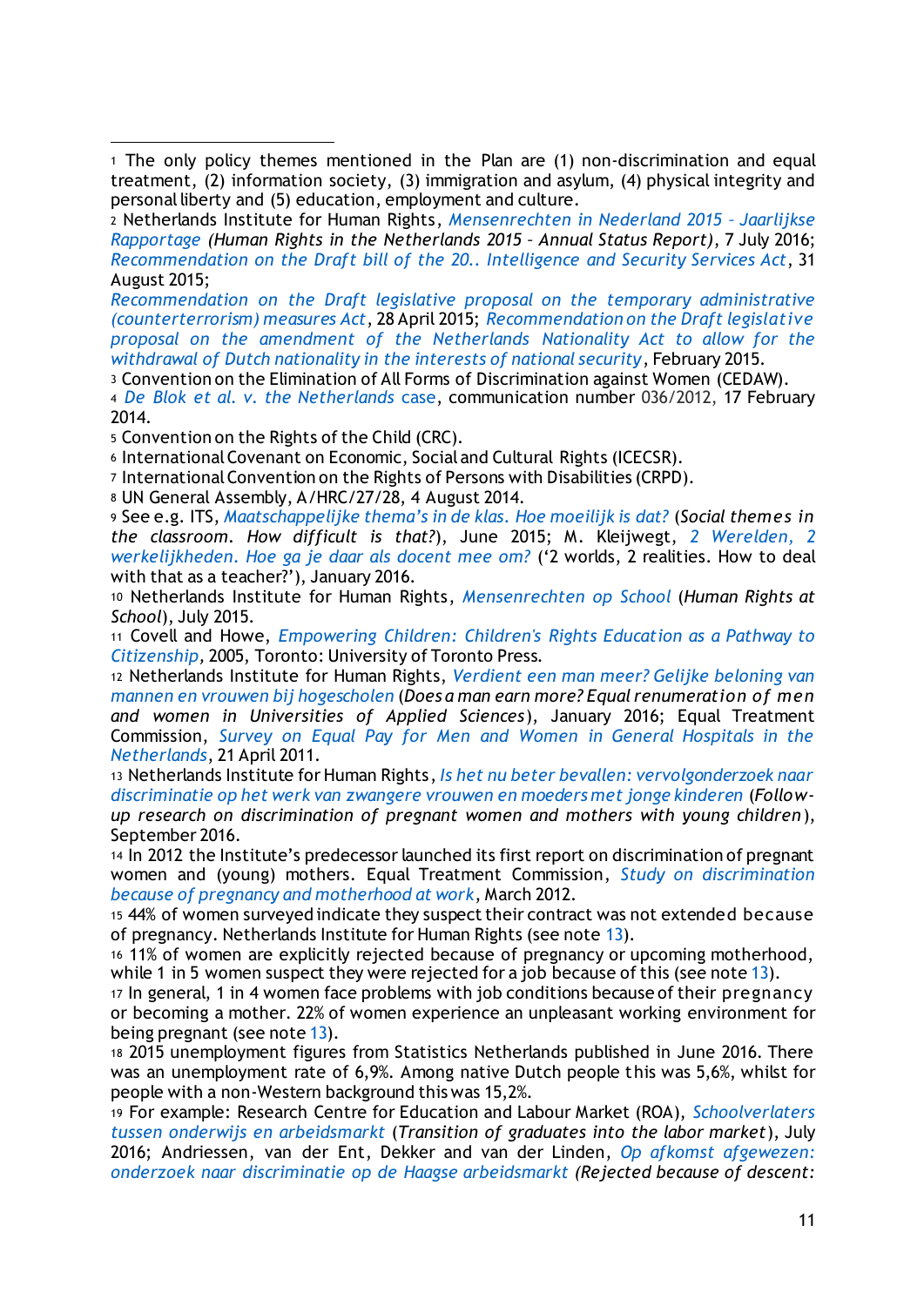[1] The only policy themes mentioned in the Plan are (1) non-discrimination and equal treatment, (2) information society, (3) immigration and asylum, (4) physical integrity and personal liberty and (5) education, employment and culture.

[2] Netherlands Institute for Human Rights, *Mensenrechten in Nederland 2015 – Jaarlijkse Rapportage (Human Rights in the Netherlands 2015 – Annual Status Report)*, 7 July 2016; *Recommendation on the Draft bill of the 20.. Intelligence and Security Services Act*, 31 August 2015;
*Recommendation on the Draft legislative proposal on the temporary administrative (counterterrorism) measures Act*, 28 April 2015; *Recommendation on the Draft legislative proposal on the amendment of the Netherlands Nationality Act to allow for the withdrawal of Dutch nationality in the interests of national security*, February 2015.

[3] Convention on the Elimination of All Forms of Discrimination against Women (CEDAW).

[4] *De Blok et al. v. the Netherlands* case, communication number 036/2012, 17 February 2014.

[5] Convention on the Rights of the Child (CRC).

[6] International Covenant on Economic, Social and Cultural Rights (ICESCR).

[7] International Convention on the Rights of Persons with Disabilities (CRPD).

[8] UN General Assembly, A/HRC/27/28, 4 August 2014.

[9] See e.g. ITS, *Maatschappelijke thema's in de klas. Hoe moeilijk is dat?* (*Social themes in the classroom. How difficult is that?*), June 2015; M. Kleijwegt, *2 Werelden, 2 werkelijkheden. Hoe ga je daar als docent mee om?* ('2 worlds, 2 realities. How to deal with that as a teacher?'), January 2016.

[10] Netherlands Institute for Human Rights, *Mensenrechten op School* (*Human Rights at School*), July 2015.

[11] Covell and Howe, *Empowering Children: Children's Rights Education as a Pathway to Citizenship*, 2005, Toronto: University of Toronto Press.

[12] Netherlands Institute for Human Rights, *Verdient een man meer? Gelijke beloning van mannen en vrouwen bij hogescholen* (*Does a man earn more? Equal renumeration of men and women in Universities of Applied Sciences*), January 2016; Equal Treatment Commission, *Survey on Equal Pay for Men and Women in General Hospitals in the Netherlands*, 21 April 2011.

[13] Netherlands Institute for Human Rights, *Is het nu beter bevallen: vervolgonderzoek naar discriminatie op het werk van zwangere vrouwen en moeders met jonge kinderen* (*Follow-up research on discrimination of pregnant women and mothers with young children*), September 2016.

[14] In 2012 the Institute's predecessor launched its first report on discrimination of pregnant women and (young) mothers. Equal Treatment Commission, *Study on discrimination because of pregnancy and motherhood at work*, March 2012.

[15] 44% of women surveyed indicate they suspect their contract was not extended because of pregnancy. Netherlands Institute for Human Rights (see note 13).

[16] 11% of women are explicitly rejected because of pregnancy or upcoming motherhood, while 1 in 5 women suspect they were rejected for a job because of this (see note 13).

[17] In general, 1 in 4 women face problems with job conditions because of their pregnancy or becoming a mother. 22% of women experience an unpleasant working environment for being pregnant (see note 13).

[18] 2015 unemployment figures from Statistics Netherlands published in June 2016. There was an unemployment rate of 6,9%. Among native Dutch people this was 5,6%, whilst for people with a non-Western background this was 15,2%.

[19] For example: Research Centre for Education and Labour Market (ROA), *Schoolverlaters tussen onderwijs en arbeidsmarkt* (*Transition of graduates into the labor market*), July 2016; Andriessen, van der Ent, Dekker and van der Linden, *Op afkomst afgewezen: onderzoek naar discriminatie op de Haagse arbeidsmarkt (Rejected because of descent:*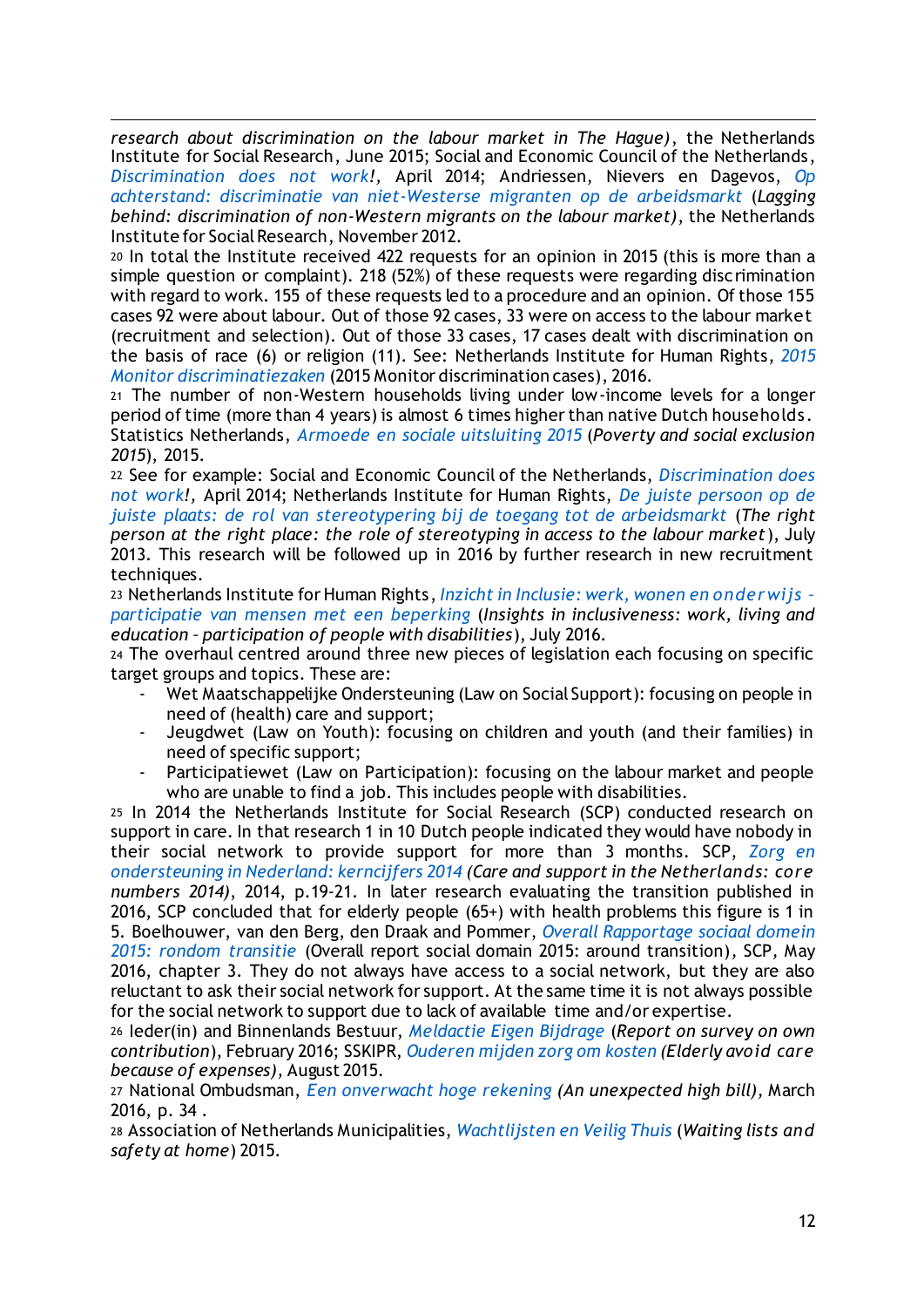*research about discrimination on the labour market in The Hague)*, the Netherlands Institute for Social Research, June 2015; Social and Economic Council of the Netherlands, *Discrimination does not work!*, April 2014; Andriessen, Nievers en Dagevos, *Op achterstand: discriminatie van niet-Westerse migranten op de arbeidsmarkt* (*Lagging behind: discrimination of non-Western migrants on the labour market)*, the Netherlands Institute for Social Research, November 2012.

[20] In total the Institute received 422 requests for an opinion in 2015 (this is more than a simple question or complaint). 218 (52%) of these requests were regarding discrimination with regard to work. 155 of these requests led to a procedure and an opinion. Of those 155 cases 92 were about labour. Out of those 92 cases, 33 were on access to the labour market (recruitment and selection). Out of those 33 cases, 17 cases dealt with discrimination on the basis of race (6) or religion (11). See: Netherlands Institute for Human Rights, *2015 Monitor discriminatiezaken* (2015 Monitor discrimination cases), 2016.

[21] The number of non-Western households living under low-income levels for a longer period of time (more than 4 years) is almost 6 times higher than native Dutch households. Statistics Netherlands, *Armoede en sociale uitsluiting 2015* (*Poverty and social exclusion 2015*), 2015.

[22] See for example: Social and Economic Council of the Netherlands, *Discrimination does not work!*, April 2014; Netherlands Institute for Human Rights, *De juiste persoon op de juiste plaats: de rol van stereotypering bij de toegang tot de arbeidsmarkt* (*The right person at the right place: the role of stereotyping in access to the labour market*), July 2013. This research will be followed up in 2016 by further research in new recruitment techniques.

[23] Netherlands Institute for Human Rights, *Inzicht in Inclusie: werk, wonen en onderwijs – participatie van mensen met een beperking* (*Insights in inclusiveness: work, living and education – participation of people with disabilities*), July 2016.

[24] The overhaul centred around three new pieces of legislation each focusing on specific target groups and topics. These are:

- Wet Maatschappelijke Ondersteuning (Law on Social Support): focusing on people in need of (health) care and support;
- Jeugdwet (Law on Youth): focusing on children and youth (and their families) in need of specific support;
- Participatiewet (Law on Participation): focusing on the labour market and people who are unable to find a job. This includes people with disabilities.

[25] In 2014 the Netherlands Institute for Social Research (SCP) conducted research on support in care. In that research 1 in 10 Dutch people indicated they would have nobody in their social network to provide support for more than 3 months. SCP, *Zorg en ondersteuning in Nederland: kerncijfers 2014 (Care and support in the Netherlands: core numbers 2014)*, 2014, p.19-21. In later research evaluating the transition published in 2016, SCP concluded that for elderly people (65+) with health problems this figure is 1 in 5. Boelhouwer, van den Berg, den Draak and Pommer, *Overall Rapportage sociaal domein 2015: rondom transitie* (Overall report social domain 2015: around transition), SCP, May 2016, chapter 3. They do not always have access to a social network, but they are also reluctant to ask their social network for support. At the same time it is not always possible for the social network to support due to lack of available time and/or expertise.

[26] Ieder(in) and Binnenlands Bestuur, *Meldactie Eigen Bijdrage* (*Report on survey on own contribution*), February 2016; SSKIPR, *Ouderen mijden zorg om kosten (Elderly avoid care because of expenses)*, August 2015.

[27] National Ombudsman, *Een onverwacht hoge rekening (An unexpected high bill)*, March 2016, p. 34 .

[28] Association of Netherlands Municipalities, *Wachtlijsten en Veilig Thuis* (*Waiting lists and safety at home*) 2015.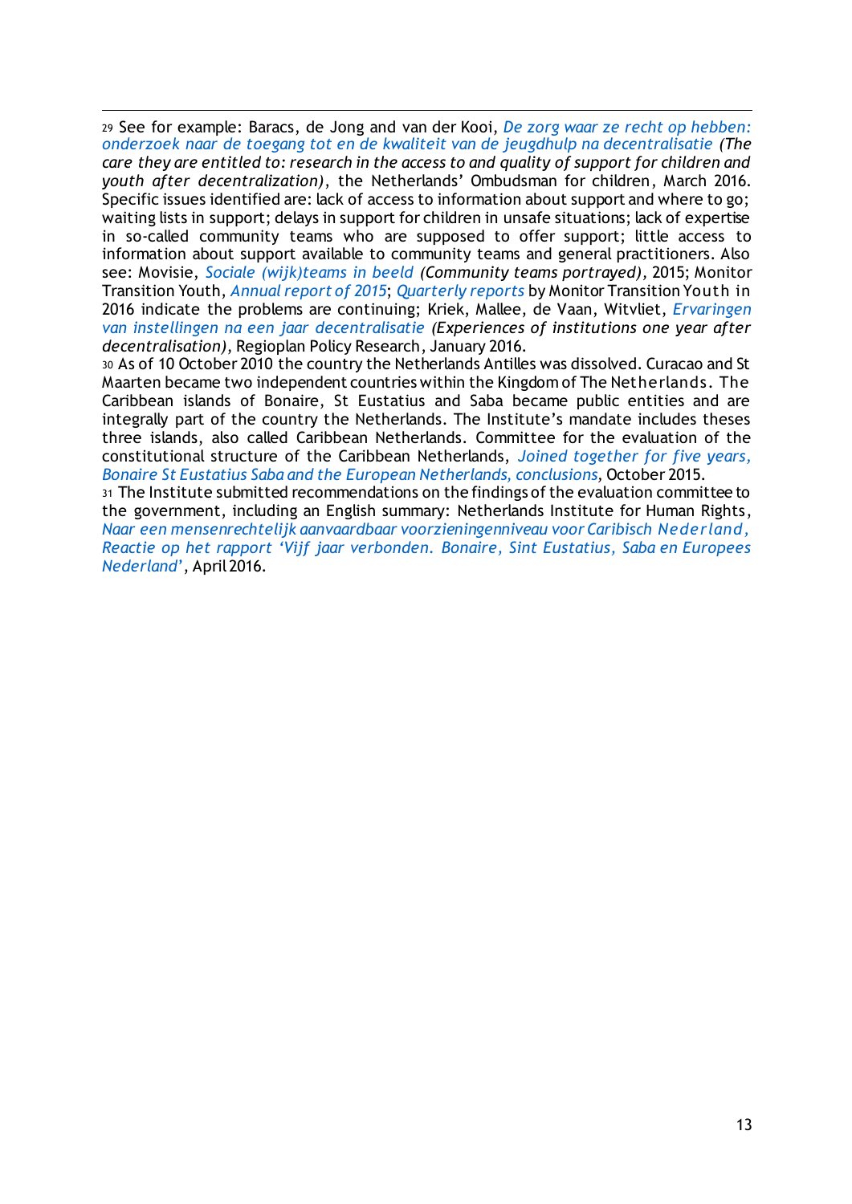29 See for example: Baracs, de Jong and van der Kooi, *De zorg waar ze recht op hebben: onderzoek naar de toegang tot en de kwaliteit van de jeugdhulp na decentralisatie* *(The care they are entitled to: research in the access to and quality of support for children and youth after decentralization)*, the Netherlands' Ombudsman for children, March 2016. Specific issues identified are: lack of access to information about support and where to go; waiting lists in support; delays in support for children in unsafe situations; lack of expertise in so-called community teams who are supposed to offer support; little access to information about support available to community teams and general practitioners. Also see: Movisie, *Sociale (wijk)teams in beeld* *(Community teams portrayed)*, 2015; Monitor Transition Youth, *Annual report of 2015*; *Quarterly reports* by Monitor Transition Youth in 2016 indicate the problems are continuing; Kriek, Mallee, de Vaan, Witvliet, *Ervaringen van instellingen na een jaar decentralisatie* *(Experiences of institutions one year after decentralisation)*, Regioplan Policy Research, January 2016.

30 As of 10 October 2010 the country the Netherlands Antilles was dissolved. Curacao and St Maarten became two independent countries within the Kingdom of The Netherlands. The Caribbean islands of Bonaire, St Eustatius and Saba became public entities and are integrally part of the country the Netherlands. The Institute's mandate includes theses three islands, also called Caribbean Netherlands. Committee for the evaluation of the constitutional structure of the Caribbean Netherlands, *Joined together for five years, Bonaire St Eustatius Saba and the European Netherlands, conclusions*, October 2015.

31 The Institute submitted recommendations on the findings of the evaluation committee to the government, including an English summary: Netherlands Institute for Human Rights, *Naar een mensenrechtelijk aanvaardbaar voorzieningenniveau voor Caribisch Nederland, Reactie op het rapport 'Vijf jaar verbonden. Bonaire, Sint Eustatius, Saba en Europees Nederland'*, April 2016.